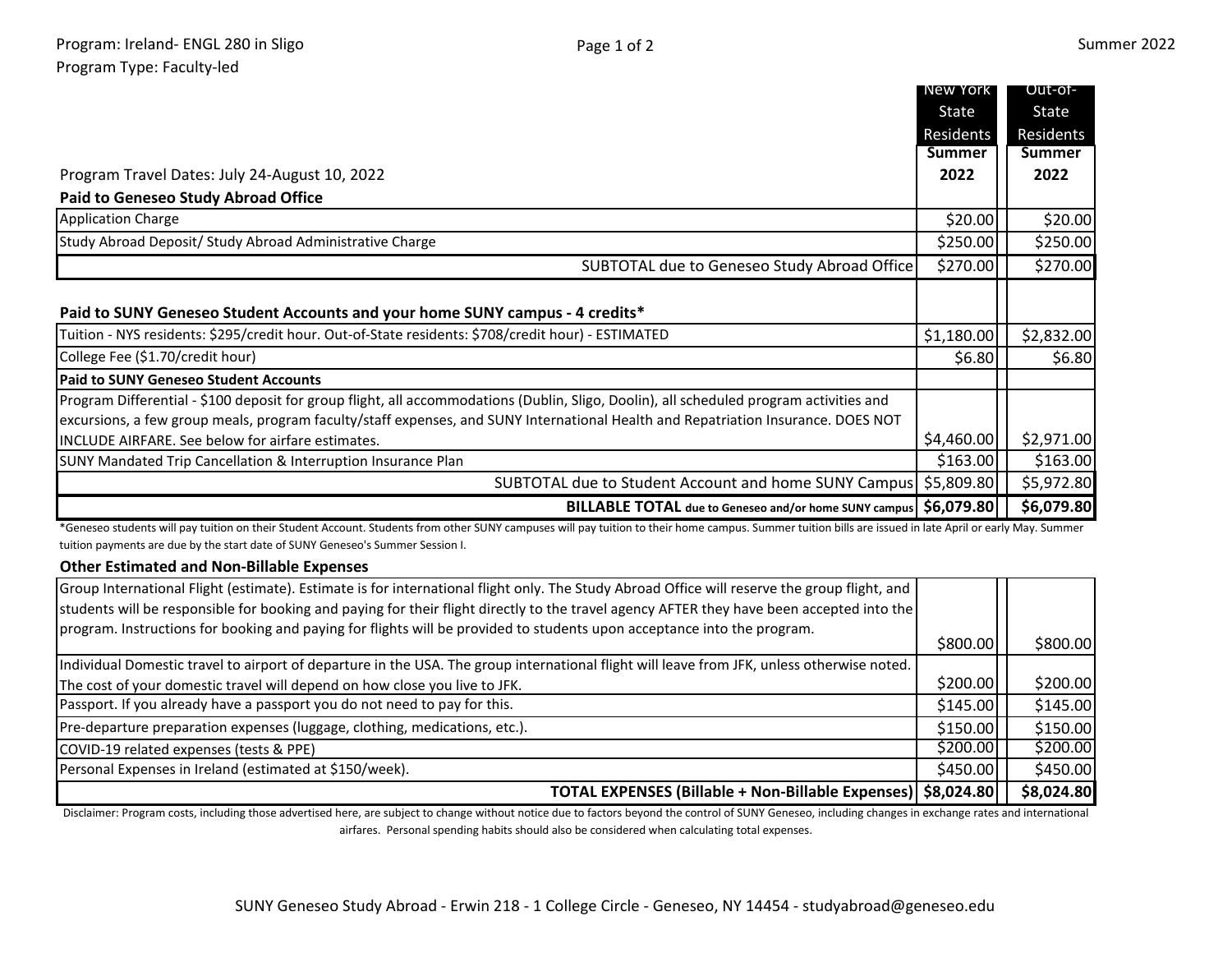Program: Ireland- ENGL 280 in Sligo
Program Type: Faculty-led

Summer 2022

| | New York State Residents Summer 2022 | Out-of-State Residents Summer 2022 |
|---|---|---|
| Program Travel Dates: July 24-August 10, 2022 | | |
| **Paid to Geneseo Study Abroad Office** | | |
| Application Charge | $20.00 | $20.00 |
| Study Abroad Deposit/ Study Abroad Administrative Charge | $250.00 | $250.00 |
| SUBTOTAL due to Geneseo Study Abroad Office | $270.00 | $270.00 |
| **Paid to SUNY Geneseo Student Accounts and your home SUNY campus - 4 credits*** | | |
| Tuition - NYS residents: $295/credit hour. Out-of-State residents: $708/credit hour) - ESTIMATED | $1,180.00 | $2,832.00 |
| College Fee ($1.70/credit hour) | $6.80 | $6.80 |
| **Paid to SUNY Geneseo Student Accounts** | | |
| Program Differential - $100 deposit for group flight, all accommodations (Dublin, Sligo, Doolin), all scheduled program activities and excursions, a few group meals, program faculty/staff expenses, and SUNY International Health and Repatriation Insurance. DOES NOT INCLUDE AIRFARE. See below for airfare estimates. | $4,460.00 | $2,971.00 |
| SUNY Mandated Trip Cancellation & Interruption Insurance Plan | $163.00 | $163.00 |
| SUBTOTAL due to Student Account and home SUNY Campus | $5,809.80 | $5,972.80 |
| **BILLABLE TOTAL due to Geneseo and/or home SUNY campus** | **$6,079.80** | **$6,079.80** |

*Geneseo students will pay tuition on their Student Account. Students from other SUNY campuses will pay tuition to their home campus. Summer tuition bills are issued in late April or early May. Summer tuition payments are due by the start date of SUNY Geneseo's Summer Session I.

| **Other Estimated and Non-Billable Expenses** | | |
|---|---|---|
| Group International Flight (estimate). Estimate is for international flight only. The Study Abroad Office will reserve the group flight, and students will be responsible for booking and paying for their flight directly to the travel agency AFTER they have been accepted into the program. Instructions for booking and paying for flights will be provided to students upon acceptance into the program. | $800.00 | $800.00 |
| Individual Domestic travel to airport of departure in the USA. The group international flight will leave from JFK, unless otherwise noted. The cost of your domestic travel will depend on how close you live to JFK. | $200.00 | $200.00 |
| Passport. If you already have a passport you do not need to pay for this. | $145.00 | $145.00 |
| Pre-departure preparation expenses (luggage, clothing, medications, etc.). | $150.00 | $150.00 |
| COVID-19 related expenses (tests & PPE) | $200.00 | $200.00 |
| Personal Expenses in Ireland (estimated at $150/week). | $450.00 | $450.00 |
| **TOTAL EXPENSES (Billable + Non-Billable Expenses)** | **$8,024.80** | **$8,024.80** |

Disclaimer: Program costs, including those advertised here, are subject to change without notice due to factors beyond the control of SUNY Geneseo, including changes in exchange rates and international airfares. Personal spending habits should also be considered when calculating total expenses.

SUNY Geneseo Study Abroad - Erwin 218 - 1 College Circle - Geneseo, NY 14454 - studyabroad@geneseo.edu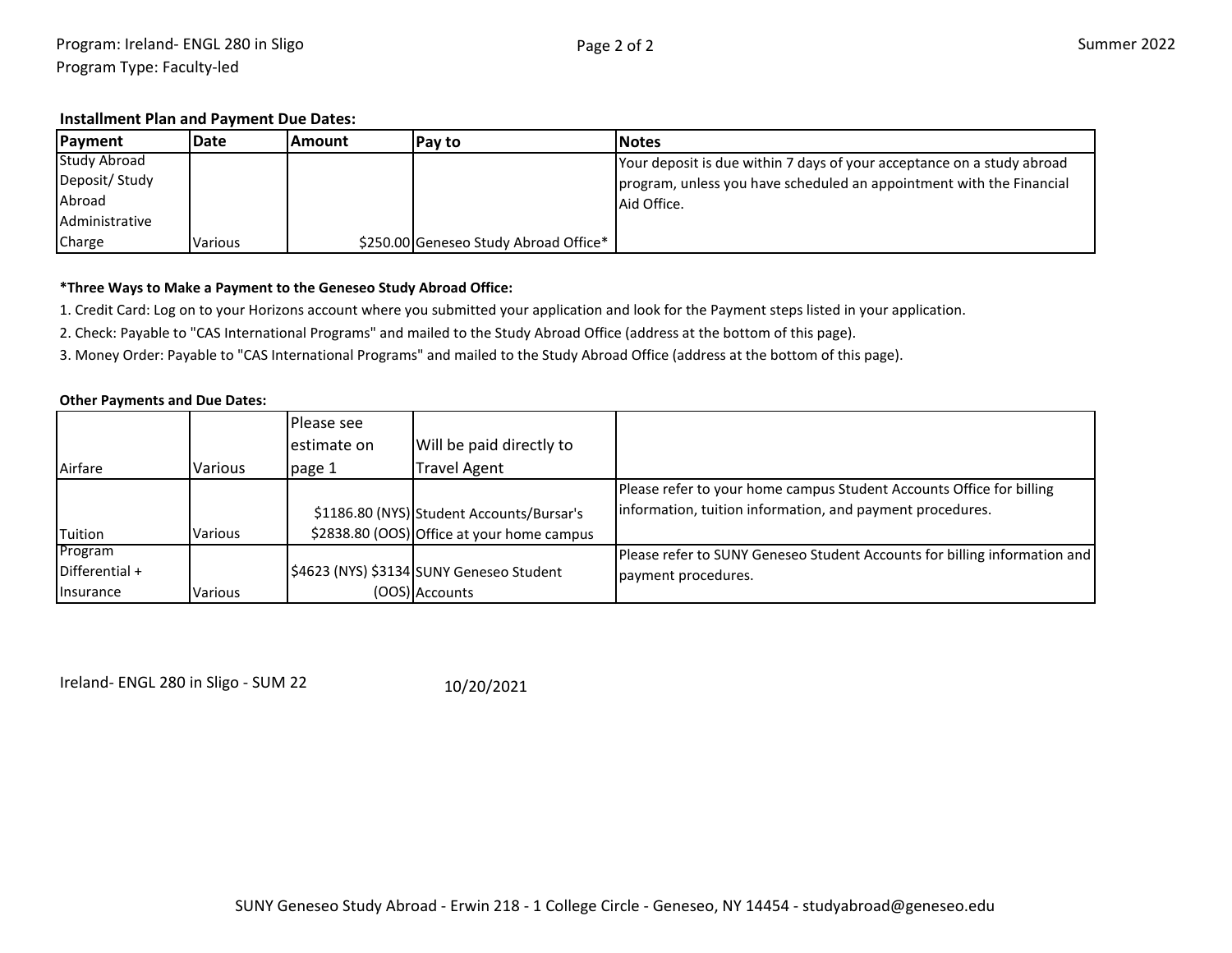Program: Ireland- ENGL 280 in Sligo
Program Type: Faculty-led

Summer 2022

**Installment Plan and Payment Due Dates:**

| Payment | Date | Amount | Pay to | Notes |
|---|---|---|---|---|
| Study Abroad Deposit/ Study Abroad Administrative Charge | Various | $250.00 | Geneseo Study Abroad Office* | Your deposit is due within 7 days of your acceptance on a study abroad program, unless you have scheduled an appointment with the Financial Aid Office. |

***Three Ways to Make a Payment to the Geneseo Study Abroad Office:**

1. Credit Card: Log on to your Horizons account where you submitted your application and look for the Payment steps listed in your application.
2. Check: Payable to "CAS International Programs" and mailed to the Study Abroad Office (address at the bottom of this page).
3. Money Order: Payable to "CAS International Programs" and mailed to the Study Abroad Office (address at the bottom of this page).

**Other Payments and Due Dates:**

| | | | | |
|---|---|---|---|---|
| Airfare | Various | Please see estimate on page 1 | Will be paid directly to Travel Agent | |
| Tuition | Various | $1186.80 (NYS) $2838.80 (OOS) | Student Accounts/Bursar's Office at your home campus | Please refer to your home campus Student Accounts Office for billing information, tuition information, and payment procedures. |
| Program Differential + Insurance | Various | $4623 (NYS) $3134 (OOS) | SUNY Geneseo Student Accounts | Please refer to SUNY Geneseo Student Accounts for billing information and payment procedures. |

Ireland- ENGL 280 in Sligo - SUM 22    10/20/2021

SUNY Geneseo Study Abroad - Erwin 218 - 1 College Circle - Geneseo, NY 14454 - studyabroad@geneseo.edu